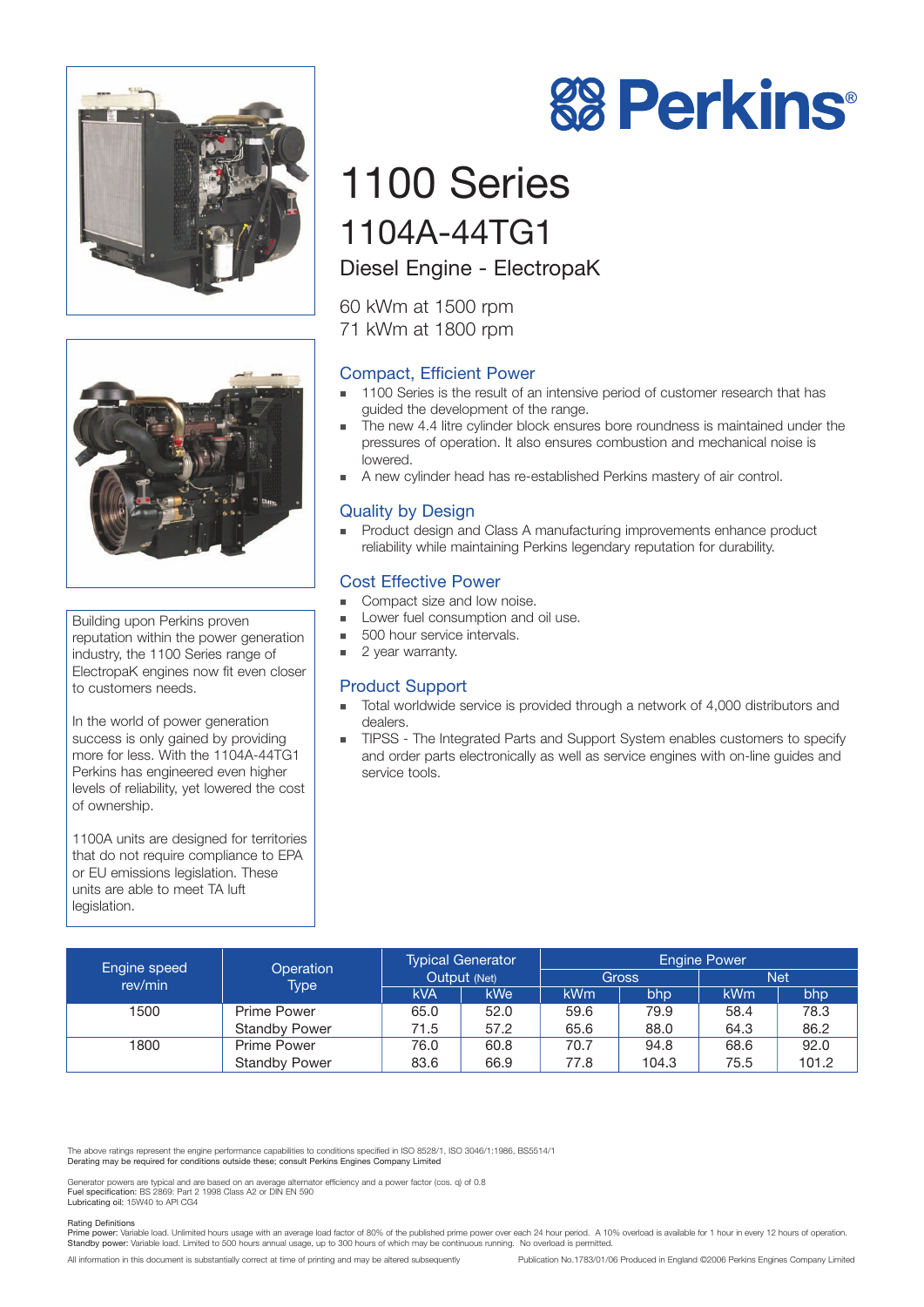# Perkins®

# 1100 Series

## 1104A-44TG1

### Diesel Engine - ElectropaK

60 kWm at 1500 rpm
71 kWm at 1800 rpm

Building upon Perkins proven reputation within the power generation industry, the 1100 Series range of ElectropaK engines now fit even closer to customers needs.

In the world of power generation success is only gained by providing more for less. With the 1104A-44TG1 Perkins has engineered even higher levels of reliability, yet lowered the cost of ownership.

1100A units are designed for territories that do not require compliance to EPA or EU emissions legislation. These units are able to meet TA luft legislation.

### Compact, Efficient Power

- 1100 Series is the result of an intensive period of customer research that has guided the development of the range.
- The new 4.4 litre cylinder block ensures bore roundness is maintained under the pressures of operation. It also ensures combustion and mechanical noise is lowered.
- A new cylinder head has re-established Perkins mastery of air control.

### Quality by Design

- Product design and Class A manufacturing improvements enhance product reliability while maintaining Perkins legendary reputation for durability.

### Cost Effective Power

- Compact size and low noise.
- Lower fuel consumption and oil use.
- 500 hour service intervals.
- 2 year warranty.

### Product Support

- Total worldwide service is provided through a network of 4,000 distributors and dealers.
- TIPSS - The Integrated Parts and Support System enables customers to specify and order parts electronically as well as service engines with on-line guides and service tools.

| Engine speed rev/min | Operation Type | Typical Generator Output (Net) | | Engine Power | | | |
|---|---|---|---|---|---|---|---|
| | | | | Gross | | Net | |
| | | kVA | kWe | kWm | bhp | kWm | bhp |
| 1500 | Prime Power | 65.0 | 52.0 | 59.6 | 79.9 | 58.4 | 78.3 |
| | Standby Power | 71.5 | 57.2 | 65.6 | 88.0 | 64.3 | 86.2 |
| 1800 | Prime Power | 76.0 | 60.8 | 70.7 | 94.8 | 68.6 | 92.0 |
| | Standby Power | 83.6 | 66.9 | 77.8 | 104.3 | 75.5 | 101.2 |

The above ratings represent the engine performance capabilities to conditions specified in ISO 8528/1, ISO 3046/1:1986, BS5514/1
Derating may be required for conditions outside these; consult Perkins Engines Company Limited

Generator powers are typical and are based on an average alternator efficiency and a power factor (cos. q) of 0.8
**Fuel specification:** BS 2869: Part 2 1998 Class A2 or DIN EN 590
**Lubricating oil:** 15W40 to API CG4

Rating Definitions
**Prime power:** Variable load. Unlimited hours usage with an average load factor of 80% of the published prime power over each 24 hour period. A 10% overload is available for 1 hour in every 12 hours of operation.
**Standby power:** Variable load. Limited to 500 hours annual usage, up to 300 hours of which may be continuous running. No overload is permitted.

All information in this document is substantially correct at time of printing and may be altered subsequently

Publication No.1783/01/06 Produced in England ©2006 Perkins Engines Company Limited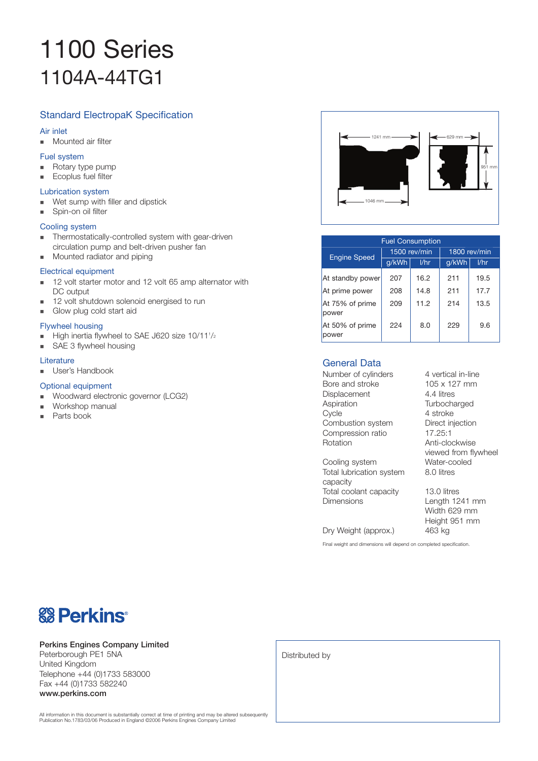# 1100 Series
## 1104A-44TG1

### Standard ElectropaK Specification

**Air inlet**
- Mounted air filter

**Fuel system**
- Rotary type pump
- Ecoplus fuel filter

**Lubrication system**
- Wet sump with filler and dipstick
- Spin-on oil filter

**Cooling system**
- Thermostatically-controlled system with gear-driven circulation pump and belt-driven pusher fan
- Mounted radiator and piping

**Electrical equipment**
- 12 volt starter motor and 12 volt 65 amp alternator with DC output
- 12 volt shutdown solenoid energised to run
- Glow plug cold start aid

**Flywheel housing**
- High inertia flywheel to SAE J620 size 10/11½
- SAE 3 flywheel housing

**Literature**
- User's Handbook

**Optional equipment**
- Woodward electronic governor (LCG2)
- Workshop manual
- Parts book

1241 mm
629 mm
951 mm
1046 mm

| Fuel Consumption | | | | |
|---|---|---|---|---|
| Engine Speed | 1500 rev/min | | 1800 rev/min | |
| | g/kWh | l/hr | g/kWh | l/hr |
| At standby power | 207 | 16.2 | 211 | 19.5 |
| At prime power | 208 | 14.8 | 211 | 17.7 |
| At 75% of prime power | 209 | 11.2 | 214 | 13.5 |
| At 50% of prime power | 224 | 8.0 | 229 | 9.6 |

### General Data

| | |
|---|---|
| Number of cylinders | 4 vertical in-line |
| Bore and stroke | 105 x 127 mm |
| Displacement | 4.4 litres |
| Aspiration | Turbocharged |
| Cycle | 4 stroke |
| Combustion system | Direct injection |
| Compression ratio | 17.25:1 |
| Rotation | Anti-clockwise viewed from flywheel |
| Cooling system | Water-cooled |
| Total lubrication system capacity | 8.0 litres |
| Total coolant capacity | 13.0 litres |
| Dimensions | Length 1241 mm<br>Width 629 mm<br>Height 951 mm |
| Dry Weight (approx.) | 463 kg |

Final weight and dimensions will depend on completed specification.

**Perkins**

**Perkins Engines Company Limited**
Peterborough PE1 5NA
United Kingdom
Telephone +44 (0)1733 583000
Fax +44 (0)1733 582240
**www.perkins.com**

Distributed by

All information in this document is substantially correct at time of printing and may be altered subsequently
Publication No.1783/03/06 Produced in England ©2006 Perkins Engines Company Limited